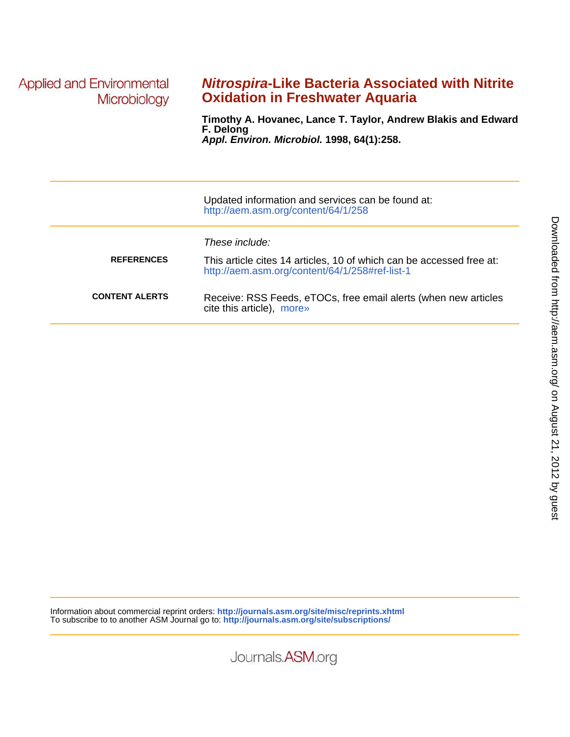Applied and Environmental Microbiology

# *Nitrospira*-Like Bacteria Associated with Nitrite Oxidation in Freshwater Aquaria

**Timothy A. Hovanec, Lance T. Taylor, Andrew Blakis and Edward F. Delong**

***Appl. Environ. Microbiol.*** **1998, 64(1):258.**

---

Updated information and services can be found at:
http://aem.asm.org/content/64/1/258

---

*These include:*

**REFERENCES**

This article cites 14 articles, 10 of which can be accessed free at:
http://aem.asm.org/content/64/1/258#ref-list-1

**CONTENT ALERTS**

Receive: RSS Feeds, eTOCs, free email alerts (when new articles cite this article), more»

---

Information about commercial reprint orders: **http://journals.asm.org/site/misc/reprints.xhtml**
To subscribe to to another ASM Journal go to: **http://journals.asm.org/site/subscriptions/**

Journals.ASM.org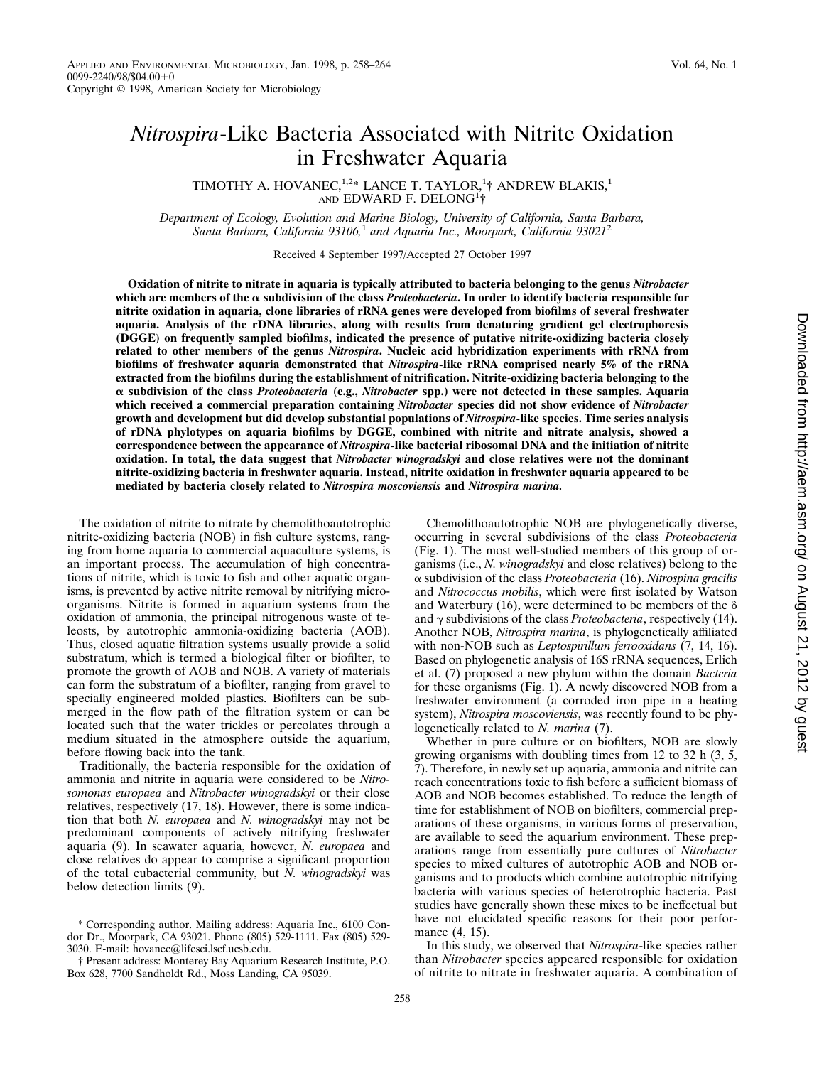# *Nitrospira*-Like Bacteria Associated with Nitrite Oxidation in Freshwater Aquaria

TIMOTHY A. HOVANEC,[1,2]* LANCE T. TAYLOR,[1]† ANDREW BLAKIS,[1] AND EDWARD F. DELONG[1]†

*Department of Ecology, Evolution and Marine Biology, University of California, Santa Barbara, Santa Barbara, California 93106,[1] and Aquaria Inc., Moorpark, California 93021[2]*

Received 4 September 1997/Accepted 27 October 1997

**Oxidation of nitrite to nitrate in aquaria is typically attributed to bacteria belonging to the genus *Nitrobacter* which are members of the α subdivision of the class *Proteobacteria*. In order to identify bacteria responsible for nitrite oxidation in aquaria, clone libraries of rRNA genes were developed from biofilms of several freshwater aquaria. Analysis of the rDNA libraries, along with results from denaturing gradient gel electrophoresis (DGGE) on frequently sampled biofilms, indicated the presence of putative nitrite-oxidizing bacteria closely related to other members of the genus *Nitrospira*. Nucleic acid hybridization experiments with rRNA from biofilms of freshwater aquaria demonstrated that *Nitrospira*-like rRNA comprised nearly 5% of the rRNA extracted from the biofilms during the establishment of nitrification. Nitrite-oxidizing bacteria belonging to the α subdivision of the class *Proteobacteria* (e.g., *Nitrobacter* spp.) were not detected in these samples. Aquaria which received a commercial preparation containing *Nitrobacter* species did not show evidence of *Nitrobacter* growth and development but did develop substantial populations of *Nitrospira*-like species. Time series analysis of rDNA phylotypes on aquaria biofilms by DGGE, combined with nitrite and nitrate analysis, showed a correspondence between the appearance of *Nitrospira*-like bacterial ribosomal DNA and the initiation of nitrite oxidation. In total, the data suggest that *Nitrobacter winogradskyi* and close relatives were not the dominant nitrite-oxidizing bacteria in freshwater aquaria. Instead, nitrite oxidation in freshwater aquaria appeared to be mediated by bacteria closely related to *Nitrospira moscoviensis* and *Nitrospira marina*.**

The oxidation of nitrite to nitrate by chemolithoautotrophic nitrite-oxidizing bacteria (NOB) in fish culture systems, ranging from home aquaria to commercial aquaculture systems, is an important process. The accumulation of high concentrations of nitrite, which is toxic to fish and other aquatic organisms, is prevented by active nitrite removal by nitrifying microorganisms. Nitrite is formed in aquarium systems from the oxidation of ammonia, the principal nitrogenous waste of teleosts, by autotrophic ammonia-oxidizing bacteria (AOB). Thus, closed aquatic filtration systems usually provide a solid substratum, which is termed a biological filter or biofilter, to promote the growth of AOB and NOB. A variety of materials can form the substratum of a biofilter, ranging from gravel to specially engineered molded plastics. Biofilters can be submerged in the flow path of the filtration system or can be located such that the water trickles or percolates through a medium situated in the atmosphere outside the aquarium, before flowing back into the tank.

Traditionally, the bacteria responsible for the oxidation of ammonia and nitrite in aquaria were considered to be *Nitrosomonas europaea* and *Nitrobacter winogradskyi* or their close relatives, respectively (17, 18). However, there is some indication that both *N. europaea* and *N. winogradskyi* may not be predominant components of actively nitrifying freshwater aquaria (9). In seawater aquaria, however, *N. europaea* and close relatives do appear to comprise a significant proportion of the total eubacterial community, but *N. winogradskyi* was below detection limits (9).

Chemolithoautotrophic NOB are phylogenetically diverse, occurring in several subdivisions of the class *Proteobacteria* (Fig. 1). The most well-studied members of this group of organisms (i.e., *N. winogradskyi* and close relatives) belong to the α subdivision of the class *Proteobacteria* (16). *Nitrospina gracilis* and *Nitrococcus mobilis*, which were first isolated by Watson and Waterbury (16), were determined to be members of the δ and γ subdivisions of the class *Proteobacteria*, respectively (14). Another NOB, *Nitrospira marina*, is phylogenetically affiliated with non-NOB such as *Leptospirillum ferrooxidans* (7, 14, 16). Based on phylogenetic analysis of 16S rRNA sequences, Erlich et al. (7) proposed a new phylum within the domain *Bacteria* for these organisms (Fig. 1). A newly discovered NOB from a freshwater environment (a corroded iron pipe in a heating system), *Nitrospira moscoviensis*, was recently found to be phylogenetically related to *N. marina* (7).

Whether in pure culture or on biofilters, NOB are slowly growing organisms with doubling times from 12 to 32 h (3, 5, 7). Therefore, in newly set up aquaria, ammonia and nitrite can reach concentrations toxic to fish before a sufficient biomass of AOB and NOB becomes established. To reduce the length of time for establishment of NOB on biofilters, commercial preparations of these organisms, in various forms of preservation, are available to seed the aquarium environment. These preparations range from essentially pure cultures of *Nitrobacter* species to mixed cultures of autotrophic AOB and NOB organisms and to products which combine autotrophic nitrifying bacteria with various species of heterotrophic bacteria. Past studies have generally shown these mixes to be ineffectual but have not elucidated specific reasons for their poor performance (4, 15).

In this study, we observed that *Nitrospira*-like species rather than *Nitrobacter* species appeared responsible for oxidation of nitrite to nitrate in freshwater aquaria. A combination of

---

\* Corresponding author. Mailing address: Aquaria Inc., 6100 Condor Dr., Moorpark, CA 93021. Phone (805) 529-1111. Fax (805) 529-3030. E-mail: hovanec@lifesci.lscf.ucsb.edu.

† Present address: Monterey Bay Aquarium Research Institute, P.O. Box 628, 7700 Sandholdt Rd., Moss Landing, CA 95039.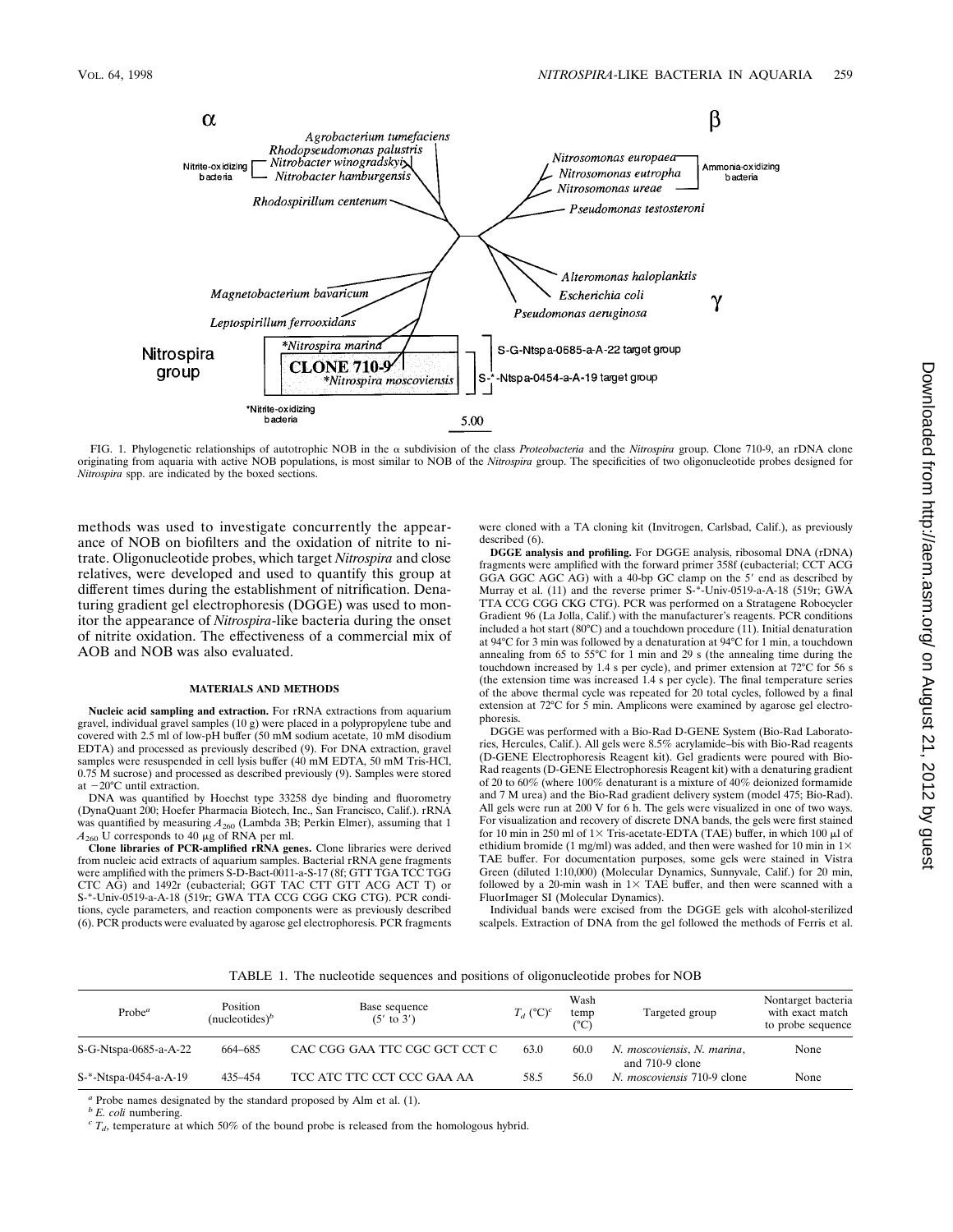FIG. 1. Phylogenetic relationships of autotrophic NOB in the α subdivision of the class *Proteobacteria* and the *Nitrospira* group. Clone 710-9, an rDNA clone originating from aquaria with active NOB populations, is most similar to NOB of the *Nitrospira* group. The specificities of two oligonucleotide probes designed for *Nitrospira* spp. are indicated by the boxed sections.

methods was used to investigate concurrently the appearance of NOB on biofilters and the oxidation of nitrite to nitrate. Oligonucleotide probes, which target *Nitrospira* and close relatives, were developed and used to quantify this group at different times during the establishment of nitrification. Denaturing gradient gel electrophoresis (DGGE) was used to monitor the appearance of *Nitrospira*-like bacteria during the onset of nitrite oxidation. The effectiveness of a commercial mix of AOB and NOB was also evaluated.

## MATERIALS AND METHODS

**Nucleic acid sampling and extraction.** For rRNA extractions from aquarium gravel, individual gravel samples (10 g) were placed in a polypropylene tube and covered with 2.5 ml of low-pH buffer (50 mM sodium acetate, 10 mM disodium EDTA) and processed as previously described (9). For DNA extraction, gravel samples were resuspended in cell lysis buffer (40 mM EDTA, 50 mM Tris-HCl, 0.75 M sucrose) and processed as described previously (9). Samples were stored at −20°C until extraction.

DNA was quantified by Hoechst type 33258 dye binding and fluorometry (DynaQuant 200; Hoefer Pharmacia Biotech, Inc., San Francisco, Calif.). rRNA was quantified by measuring $A_{260}$ (Lambda 3B; Perkin Elmer), assuming that 1 $A_{260}$ U corresponds to 40 μg of RNA per ml.

**Clone libraries of PCR-amplified rRNA genes.** Clone libraries were derived from nucleic acid extracts of aquarium samples. Bacterial rRNA gene fragments were amplified with the primers S-D-Bact-0011-a-S-17 (8f; GTT TGA TCC TGG CTC AG) and 1492r (eubacterial; GGT TAC CTT GTT ACG ACT T) or S-*-Univ-0519-a-A-18 (519r; GWA TTA CCG CGG CKG CTG). PCR conditions, cycle parameters, and reaction components were as previously described (6). PCR products were evaluated by agarose gel electrophoresis. PCR fragments were cloned with a TA cloning kit (Invitrogen, Carlsbad, Calif.), as previously described (6).

**DGGE analysis and profiling.** For DGGE analysis, ribosomal DNA (rDNA) fragments were amplified with the forward primer 358f (eubacterial; CCT ACG GGA GGC AGC AG) with a 40-bp GC clamp on the 5′ end as described by Murray et al. (11) and the reverse primer S-*-Univ-0519-a-A-18 (519r; GWA TTA CCG CGG CKG CTG). PCR was performed on a Stratagene Robocycler Gradient 96 (La Jolla, Calif.) with the manufacturer's reagents. PCR conditions included a hot start (80°C) and a touchdown procedure (11). Initial denaturation at 94°C for 3 min was followed by a denaturation at 94°C for 1 min, a touchdown annealing from 65 to 55°C for 1 min and 29 s (the annealing time during the touchdown increased by 1.4 s per cycle), and primer extension at 72°C for 56 s (the extension time was increased 1.4 s per cycle). The final temperature series of the above thermal cycle was repeated for 20 total cycles, followed by a final extension at 72°C for 5 min. Amplicons were examined by agarose gel electrophoresis.

DGGE was performed with a Bio-Rad D-GENE System (Bio-Rad Laboratories, Hercules, Calif.). All gels were 8.5% acrylamide–bis with Bio-Rad reagents (D-GENE Electrophoresis Reagent kit). Gel gradients were poured with Bio-Rad reagents (D-GENE Electrophoresis Reagent kit) with a denaturing gradient of 20 to 60% (where 100% denaturant is a mixture of 40% deionized formamide and 7 M urea) and the Bio-Rad gradient delivery system (model 475; Bio-Rad). All gels were run at 200 V for 6 h. The gels were visualized in one of two ways. For visualization and recovery of discrete DNA bands, the gels were first stained for 10 min in 250 ml of 1× Tris-acetate-EDTA (TAE) buffer, in which 100 μl of ethidium bromide (1 mg/ml) was added, and then were washed for 10 min in 1× TAE buffer. For documentation purposes, some gels were stained in Vistra Green (diluted 1:10,000) (Molecular Dynamics, Sunnyvale, Calif.) for 20 min, followed by a 20-min wash in 1× TAE buffer, and then were scanned with a FluorImager SI (Molecular Dynamics).

Individual bands were excised from the DGGE gels with alcohol-sterilized scalpels. Extraction of DNA from the gel followed the methods of Ferris et al.

TABLE 1. The nucleotide sequences and positions of oligonucleotide probes for NOB

| Probe[a] | Position (nucleotides)[b] | Base sequence (5′ to 3′) | $T_d$ (°C)[c] | Wash temp (°C) | Targeted group | Nontarget bacteria with exact match to probe sequence |
|---|---|---|---|---|---|---|
| S-G-Ntspa-0685-a-A-22 | 664–685 | CAC CGG GAA TTC CGC GCT CCT C | 63.0 | 60.0 | *N. moscoviensis*, *N. marina*, and 710-9 clone | None |
| S-*-Ntspa-0454-a-A-19 | 435–454 | TCC ATC TTC CCT CCC GAA AA | 58.5 | 56.0 | *N. moscoviensis* 710-9 clone | None |

[a] Probe names designated by the standard proposed by Alm et al. (1).

[b] *E. coli* numbering.

[c] $T_d$, temperature at which 50% of the bound probe is released from the homologous hybrid.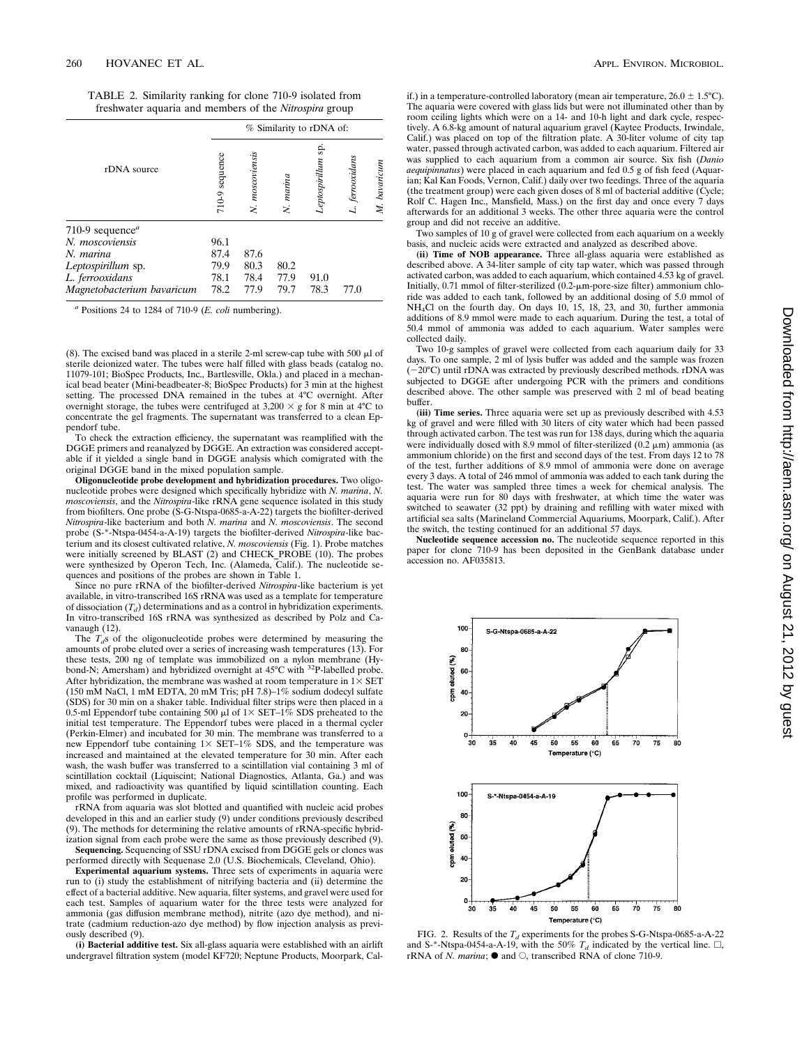TABLE 2. Similarity ranking for clone 710-9 isolated from freshwater aquaria and members of the *Nitrospira* group

| rDNA source | % Similarity to rDNA of: | | | | | |
|---|---|---|---|---|---|---|
| | 710-9 sequence | *N. moscoviensis* | *N. marina* | *Leptospirillum* sp. | *L. ferrooxidans* | *M. bavaricum* |
| 710-9 sequence[a] | | | | | | |
| *N. moscoviensis* | 96.1 | | | | | |
| *N. marina* | 87.4 | 87.6 | | | | |
| *Leptospirillum* sp. | 79.9 | 80.3 | 80.2 | | | |
| *L. ferrooxidans* | 78.1 | 78.4 | 77.9 | 91.0 | | |
| *Magnetobacterium bavaricum* | 78.2 | 77.9 | 79.7 | 78.3 | 77.0 | |

[a] Positions 24 to 1284 of 710-9 (*E. coli* numbering).

(8). The excised band was placed in a sterile 2-ml screw-cap tube with 500 μl of sterile deionized water. The tubes were half filled with glass beads (catalog no. 11079-101; BioSpec Products, Inc., Bartlesville, Okla.) and placed in a mechanical bead beater (Mini-beadbeater-8; BioSpec Products) for 3 min at the highest setting. The processed DNA remained in the tubes at 4°C overnight. After overnight storage, the tubes were centrifuged at 3,200 × *g* for 8 min at 4°C to concentrate the gel fragments. The supernatant was transferred to a clean Eppendorf tube.

To check the extraction efficiency, the supernatant was reamplified with the DGGE primers and reanalyzed by DGGE. An extraction was considered acceptable if it yielded a single band in DGGE analysis which comigrated with the original DGGE band in the mixed population sample.

**Oligonucleotide probe development and hybridization procedures.** Two oligonucleotide probes were designed which specifically hybridize with *N. marina*, *N. moscoviensis*, and the *Nitrospira*-like rRNA gene sequence isolated in this study from biofilters. One probe (S-G-Ntspa-0685-a-A-22) targets the biofilter-derived *Nitrospira*-like bacterium and both *N. marina* and *N. moscoviensis*. The second probe (S-*-Ntspa-0454-a-A-19) targets the biofilter-derived *Nitrospira*-like bacterium and its closest cultivated relative, *N. moscoviensis* (Fig. 1). Probe matches were initially screened by BLAST (2) and CHECK_PROBE (10). The probes were synthesized by Operon Tech, Inc. (Alameda, Calif.). The nucleotide sequences and positions of the probes are shown in Table 1.

Since no pure rRNA of the biofilter-derived *Nitrospira*-like bacterium is yet available, in vitro-transcribed 16S rRNA was used as a template for temperature of dissociation ($T_d$) determinations and as a control in hybridization experiments. In vitro-transcribed 16S rRNA was synthesized as described by Polz and Cavanaugh (12).

The $T_d$s of the oligonucleotide probes were determined by measuring the amounts of probe eluted over a series of increasing wash temperatures (13). For these tests, 200 ng of template was immobilized on a nylon membrane (Hybond-N; Amersham) and hybridized overnight at 45°C with $^{32}$P-labelled probe. After hybridization, the membrane was washed at room temperature in 1× SET (150 mM NaCl, 1 mM EDTA, 20 mM Tris; pH 7.8)–1% sodium dodecyl sulfate (SDS) for 30 min on a shaker table. Individual filter strips were then placed in a 0.5-ml Eppendorf tube containing 500 μl of 1× SET–1% SDS preheated to the initial test temperature. The Eppendorf tubes were placed in a thermal cycler (Perkin-Elmer) and incubated for 30 min. The membrane was transferred to a new Eppendorf tube containing 1× SET–1% SDS, and the temperature was increased and maintained at the elevated temperature for 30 min. After each wash, the wash buffer was transferred to a scintillation vial containing 3 ml of scintillation cocktail (Liquiscint; National Diagnostics, Atlanta, Ga.) and was mixed, and radioactivity was quantified by liquid scintillation counting. Each profile was performed in duplicate.

rRNA from aquaria was slot blotted and quantified with nucleic acid probes developed in this and an earlier study (9) under conditions previously described (9). The methods for determining the relative amounts of rRNA-specific hybridization signal from each probe were the same as those previously described (9).

**Sequencing.** Sequencing of SSU rDNA excised from DGGE gels or clones was performed directly with Sequenase 2.0 (U.S. Biochemicals, Cleveland, Ohio).

**Experimental aquarium systems.** Three sets of experiments in aquaria were run to (i) study the establishment of nitrifying bacteria and (ii) determine the effect of a bacterial additive. New aquaria, filter systems, and gravel were used for each test. Samples of aquarium water for the three tests were analyzed for ammonia (gas diffusion membrane method), nitrite (azo dye method), and nitrate (cadmium reduction-azo dye method) by flow injection analysis as previously described (9).

**(i) Bacterial additive test.** Six all-glass aquaria were established with an airlift undergravel filtration system (model KF720; Neptune Products, Moorpark, Calif.) in a temperature-controlled laboratory (mean air temperature, 26.0 ± 1.5°C). The aquaria were covered with glass lids but were not illuminated other than by room ceiling lights which were on a 14- and 10-h light and dark cycle, respectively. A 6.8-kg amount of natural aquarium gravel (Kaytee Products, Irwindale, Calif.) was placed on top of the filtration plate. A 30-liter volume of city tap water, passed through activated carbon, was added to each aquarium. Filtered air was supplied to each aquarium from a common air source. Six fish (*Danio aequipinnatus*) were placed in each aquarium and fed 0.5 g of fish feed (Aquarian; Kal Kan Foods, Vernon, Calif.) daily over two feedings. Three of the aquaria (the treatment group) were each given doses of 8 ml of bacterial additive (Cycle; Rolf C. Hagen Inc., Mansfield, Mass.) on the first day and once every 7 days afterwards for an additional 3 weeks. The other three aquaria were the control group and did not receive an additive.

Two samples of 10 g of gravel were collected from each aquarium on a weekly basis, and nucleic acids were extracted and analyzed as described above.

**(ii) Time of NOB appearance.** Three all-glass aquaria were established as described above. A 34-liter sample of city tap water, which was passed through activated carbon, was added to each aquarium, which contained 4.53 kg of gravel. Initially, 0.71 mmol of filter-sterilized (0.2-μm-pore-size filter) ammonium chloride was added to each tank, followed by an additional dosing of 5.0 mmol of $NH_4Cl$ on the fourth day. On days 10, 15, 18, 23, and 30, further ammonia additions of 8.9 mmol were made to each aquarium. During the test, a total of 50.4 mmol of ammonia was added to each aquarium. Water samples were collected daily.

Two 10-g samples of gravel were collected from each aquarium daily for 33 days. To one sample, 2 ml of lysis buffer was added and the sample was frozen (−20°C) until rDNA was extracted by previously described methods. rDNA was subjected to DGGE after undergoing PCR with the primers and conditions described above. The other sample was preserved with 2 ml of bead beating buffer.

**(iii) Time series.** Three aquaria were set up as previously described with 4.53 kg of gravel and were filled with 30 liters of city water which had been passed through activated carbon. The test was run for 138 days, during which the aquaria were individually dosed with 8.9 mmol of filter-sterilized (0.2 μm) ammonia (as ammonium chloride) on the first and second days of the test. From days 12 to 78 of the test, further additions of 8.9 mmol of ammonia were done on average every 3 days. A total of 246 mmol of ammonia was added to each tank during the test. The water was sampled three times a week for chemical analysis. The aquaria were run for 80 days with freshwater, at which time the water was switched to seawater (32 ppt) by draining and refilling with water mixed with artificial sea salts (Marineland Commercial Aquariums, Moorpark, Calif.). After the switch, the testing continued for an additional 57 days.

**Nucleotide sequence accession no.** The nucleotide sequence reported in this paper for clone 710-9 has been deposited in the GenBank database under accession no. AF035813.

FIG. 2. Results of the $T_d$ experiments for the probes S-G-Ntspa-0685-a-A-22 and S-*-Ntspa-0454-a-A-19, with the 50% $T_d$ indicated by the vertical line. □, rRNA of *N. marina*; ● and ○, transcribed RNA of clone 710-9.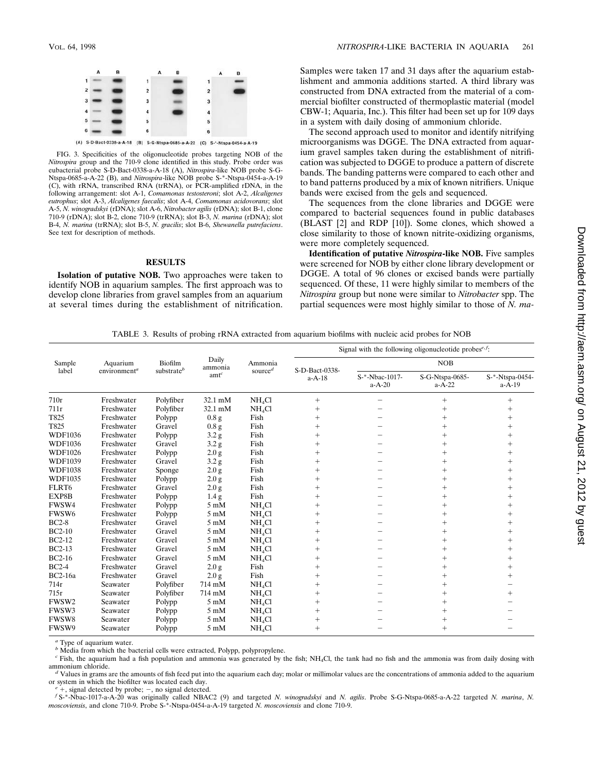FIG. 3. Specificities of the oligonucleotide probes targeting NOB of the *Nitrospira* group and the 710-9 clone identified in this study. Probe order was eubacterial probe S-D-Bact-0338-a-A-18 (A), *Nitrospira*-like NOB probe S-G-Ntspa-0685-a-A-22 (B), and *Nitrospira*-like NOB probe S-*-Ntspa-0454-a-A-19 (C), with rRNA, transcribed RNA (trRNA), or PCR-amplified rDNA, in the following arrangement: slot A-1, *Comamonas testosteroni*; slot A-2, *Alcaligenes eutrophus*; slot A-3, *Alcaligenes faecalis*; slot A-4, *Comamonas acidovorans*; slot A-5, *N. winogradskyi* (rDNA); slot A-6, *Nitrobacter agilis* (rDNA); slot B-1, clone 710-9 (rDNA); slot B-2, clone 710-9 (trRNA); slot B-3, *N. marina* (rDNA); slot B-4, *N. marina* (trRNA); slot B-5, *N. gracilis*; slot B-6, *Shewanella putrefaciens*. See text for description of methods.

## RESULTS

**Isolation of putative NOB.** Two approaches were taken to identify NOB in aquarium samples. The first approach was to develop clone libraries from gravel samples from an aquarium at several times during the establishment of nitrification. Samples were taken 17 and 31 days after the aquarium establishment and ammonia additions started. A third library was constructed from DNA extracted from the material of a commercial biofilter constructed of thermoplastic material (model CBW-1; Aquaria, Inc.). This filter had been set up for 109 days in a system with daily dosing of ammonium chloride.

The second approach used to monitor and identify nitrifying microorganisms was DGGE. The DNA extracted from aquarium gravel samples taken during the establishment of nitrification was subjected to DGGE to produce a pattern of discrete bands. The banding patterns were compared to each other and to band patterns produced by a mix of known nitrifiers. Unique bands were excised from the gels and sequenced.

The sequences from the clone libraries and DGGE were compared to bacterial sequences found in public databases (BLAST [2] and RDP [10]). Some clones, which showed a close similarity to those of known nitrite-oxidizing organisms, were more completely sequenced.

**Identification of putative *Nitrospira*-like NOB.** Five samples were screened for NOB by either clone library development or DGGE. A total of 96 clones or excised bands were partially sequenced. Of these, 11 were highly similar to members of the *Nitrospira* group but none were similar to *Nitrobacter* spp. The partial sequences were most highly similar to those of *N. ma-*

TABLE 3. Results of probing rRNA extracted from aquarium biofilms with nucleic acid probes for NOB

| Sample label | Aquarium environment[a] | Biofilm substrate[b] | Daily ammonia amt[c] | Ammonia source[d] | Signal with the following oligonucleotide probes[e,f]: | | | |
|---|---|---|---|---|---|---|---|---|
| | | | | | S-D-Bact-0338-a-A-18 | NOB | | |
| | | | | | | S-*-Nbac-1017-a-A-20 | S-G-Ntspa-0685-a-A-22 | S-*-Ntspa-0454-a-A-19 |
| 710r | Freshwater | Polyfiber | 32.1 mM | $NH_4Cl$ | + | − | + | + |
| 711r | Freshwater | Polyfiber | 32.1 mM | $NH_4Cl$ | + | − | + | + |
| T825 | Freshwater | Polypp | 0.8 g | Fish | + | − | + | + |
| T825 | Freshwater | Gravel | 0.8 g | Fish | + | − | + | + |
| WDF1036 | Freshwater | Polypp | 3.2 g | Fish | + | − | + | + |
| WDF1036 | Freshwater | Gravel | 3.2 g | Fish | + | − | + | + |
| WDF1026 | Freshwater | Polypp | 2.0 g | Fish | + | − | + | + |
| WDF1039 | Freshwater | Gravel | 3.2 g | Fish | + | − | + | + |
| WDF1038 | Freshwater | Sponge | 2.0 g | Fish | + | − | + | + |
| WDF1035 | Freshwater | Polypp | 2.0 g | Fish | + | − | + | + |
| FLRT6 | Freshwater | Gravel | 2.0 g | Fish | + | − | + | + |
| EXP8B | Freshwater | Polypp | 1.4 g | Fish | + | − | + | + |
| FWSW4 | Freshwater | Polypp | 5 mM | $NH_4Cl$ | + | − | + | + |
| FWSW6 | Freshwater | Polypp | 5 mM | $NH_4Cl$ | + | − | + | + |
| BC2-8 | Freshwater | Gravel | 5 mM | $NH_4Cl$ | + | − | + | + |
| BC2-10 | Freshwater | Gravel | 5 mM | $NH_4Cl$ | + | − | + | + |
| BC2-12 | Freshwater | Gravel | 5 mM | $NH_4Cl$ | + | − | + | + |
| BC2-13 | Freshwater | Gravel | 5 mM | $NH_4Cl$ | + | − | + | + |
| BC2-16 | Freshwater | Gravel | 5 mM | $NH_4Cl$ | + | − | + | + |
| BC2-4 | Freshwater | Gravel | 2.0 g | Fish | + | − | + | + |
| BC2-16a | Freshwater | Gravel | 2.0 g | Fish | + | − | + | + |
| 714r | Seawater | Polyfiber | 714 mM | $NH_4Cl$ | + | − | + | − |
| 715r | Seawater | Polyfiber | 714 mM | $NH_4Cl$ | + | − | + | + |
| FWSW2 | Seawater | Polypp | 5 mM | $NH_4Cl$ | + | − | + | − |
| FWSW3 | Seawater | Polypp | 5 mM | $NH_4Cl$ | + | − | + | − |
| FWSW8 | Seawater | Polypp | 5 mM | $NH_4Cl$ | + | − | + | − |
| FWSW9 | Seawater | Polypp | 5 mM | $NH_4Cl$ | + | − | + | − |

[a] Type of aquarium water.
[b] Media from which the bacterial cells were extracted, Polypp, polypropylene.
[c] Fish, the aquarium had a fish population and ammonia was generated by the fish; $NH_4Cl$, the tank had no fish and the ammonia was from daily dosing with ammonium chloride.
[d] Values in grams are the amounts of fish feed put into the aquarium each day; molar or millimolar values are the concentrations of ammonia added to the aquarium or system in which the biofilter was located each day.
[e] +, signal detected by probe; −, no signal detected.
[f] S-*-Nbac-1017-a-A-20 was originally called NBAC2 (9) and targeted *N. winogradskyi* and *N. agilis*. Probe S-G-Ntspa-0685-a-A-22 targeted *N. marina*, *N. moscoviensis*, and clone 710-9. Probe S-*-Ntspa-0454-a-A-19 targeted *N. moscoviensis* and clone 710-9.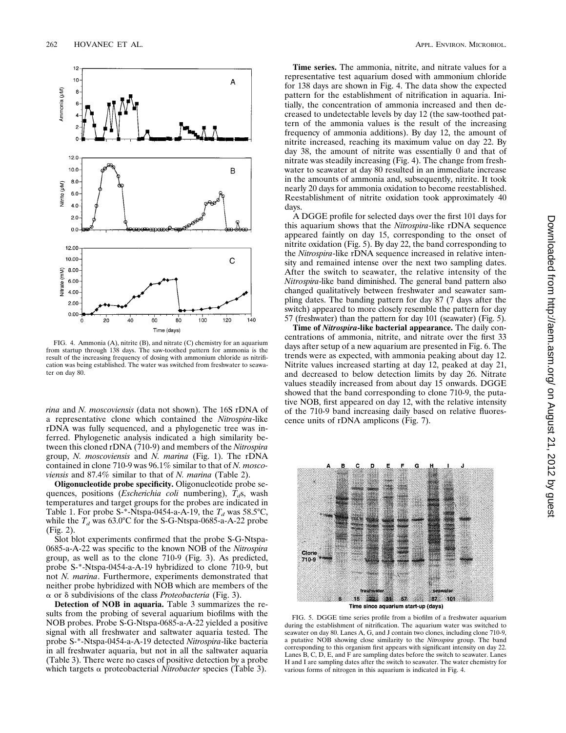FIG. 4. Ammonia (A), nitrite (B), and nitrate (C) chemistry for an aquarium from startup through 138 days. The saw-toothed pattern for ammonia is the result of the increasing frequency of dosing with ammonium chloride as nitrification was being established. The water was switched from freshwater to seawater on day 80.

*rina* and *N. moscoviensis* (data not shown). The 16S rDNA of a representative clone which contained the *Nitrospira*-like rDNA was fully sequenced, and a phylogenetic tree was inferred. Phylogenetic analysis indicated a high similarity between this cloned rDNA (710-9) and members of the *Nitrospira* group, *N. moscoviensis* and *N. marina* (Fig. 1). The rDNA contained in clone 710-9 was 96.1% similar to that of *N. moscoviensis* and 87.4% similar to that of *N. marina* (Table 2).

**Oligonucleotide probe specificity.** Oligonucleotide probe sequences, positions (*Escherichia coli* numbering), $T_d$s, wash temperatures and target groups for the probes are indicated in Table 1. For probe S-*-Ntspa-0454-a-A-19, the $T_d$ was 58.5°C, while the $T_d$ was 63.0°C for the S-G-Ntspa-0685-a-A-22 probe (Fig. 2).

Slot blot experiments confirmed that the probe S-G-Ntspa-0685-a-A-22 was specific to the known NOB of the *Nitrospira* group, as well as to the clone 710-9 (Fig. 3). As predicted, probe S-*-Ntspa-0454-a-A-19 hybridized to clone 710-9, but not *N. marina*. Furthermore, experiments demonstrated that neither probe hybridized with NOB which are members of the α or δ subdivisions of the class *Proteobacteria* (Fig. 3).

**Detection of NOB in aquaria.** Table 3 summarizes the results from the probing of several aquarium biofilms with the NOB probes. Probe S-G-Ntspa-0685-a-A-22 yielded a positive signal with all freshwater and saltwater aquaria tested. The probe S-*-Ntspa-0454-a-A-19 detected *Nitrospira*-like bacteria in all freshwater aquaria, but not in all the saltwater aquaria (Table 3). There were no cases of positive detection by a probe which targets α proteobacterial *Nitrobacter* species (Table 3).

**Time series.** The ammonia, nitrite, and nitrate values for a representative test aquarium dosed with ammonium chloride for 138 days are shown in Fig. 4. The data show the expected pattern for the establishment of nitrification in aquaria. Initially, the concentration of ammonia increased and then decreased to undetectable levels by day 12 (the saw-toothed pattern of the ammonia values is the result of the increasing frequency of ammonia additions). By day 12, the amount of nitrite increased, reaching its maximum value on day 22. By day 38, the amount of nitrite was essentially 0 and that of nitrate was steadily increasing (Fig. 4). The change from freshwater to seawater at day 80 resulted in an immediate increase in the amounts of ammonia and, subsequently, nitrite. It took nearly 20 days for ammonia oxidation to become reestablished. Reestablishment of nitrite oxidation took approximately 40 days.

A DGGE profile for selected days over the first 101 days for this aquarium shows that the *Nitrospira*-like rDNA sequence appeared faintly on day 15, corresponding to the onset of nitrite oxidation (Fig. 5). By day 22, the band corresponding to the *Nitrospira*-like rDNA sequence increased in relative intensity and remained intense over the next two sampling dates. After the switch to seawater, the relative intensity of the *Nitrospira*-like band diminished. The general band pattern also changed qualitatively between freshwater and seawater sampling dates. The banding pattern for day 87 (7 days after the switch) appeared to more closely resemble the pattern for day 57 (freshwater) than the pattern for day 101 (seawater) (Fig. 5).

**Time of *Nitrospira*-like bacterial appearance.** The daily concentrations of ammonia, nitrite, and nitrate over the first 33 days after setup of a new aquarium are presented in Fig. 6. The trends were as expected, with ammonia peaking about day 12. Nitrite values increased starting at day 12, peaked at day 21, and decreased to below detection limits by day 26. Nitrate values steadily increased from about day 15 onwards. DGGE showed that the band corresponding to clone 710-9, the putative NOB, first appeared on day 12, with the relative intensity of the 710-9 band increasing daily based on relative fluorescence units of rDNA amplicons (Fig. 7).

FIG. 5. DGGE time series profile from a biofilm of a freshwater aquarium during the establishment of nitrification. The aquarium water was switched to seawater on day 80. Lanes A, G, and J contain two clones, including clone 710-9, a putative NOB showing close similarity to the *Nitrospira* group. The band corresponding to this organism first appears with significant intensity on day 22. Lanes B, C, D, E, and F are sampling dates before the switch to seawater. Lanes H and I are sampling dates after the switch to seawater. The water chemistry for various forms of nitrogen in this aquarium is indicated in Fig. 4.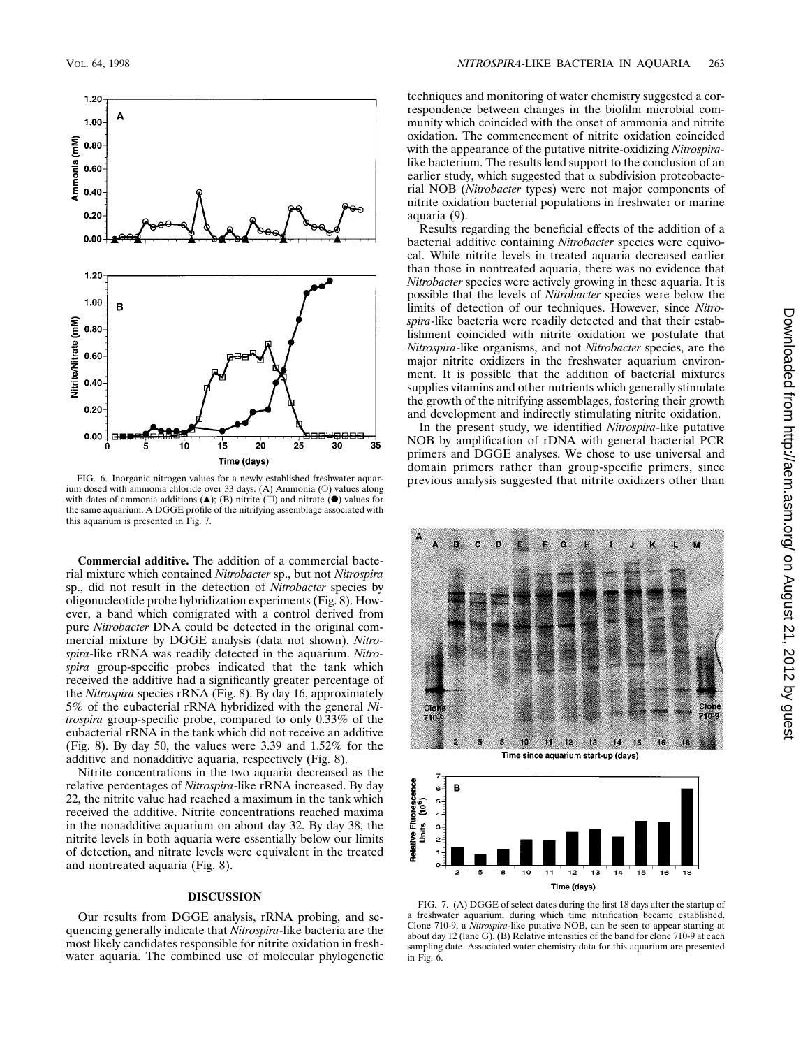FIG. 6. Inorganic nitrogen values for a newly established freshwater aquarium dosed with ammonia chloride over 33 days. (A) Ammonia (○) values along with dates of ammonia additions (▲); (B) nitrite (□) and nitrate (●) values for the same aquarium. A DGGE profile of the nitrifying assemblage associated with this aquarium is presented in Fig. 7.

**Commercial additive.** The addition of a commercial bacterial mixture which contained *Nitrobacter* sp., but not *Nitrospira* sp., did not result in the detection of *Nitrobacter* species by oligonucleotide probe hybridization experiments (Fig. 8). However, a band which comigrated with a control derived from pure *Nitrobacter* DNA could be detected in the original commercial mixture by DGGE analysis (data not shown). *Nitrospira*-like rRNA was readily detected in the aquarium. *Nitrospira* group-specific probes indicated that the tank which received the additive had a significantly greater percentage of the *Nitrospira* species rRNA (Fig. 8). By day 16, approximately 5% of the eubacterial rRNA hybridized with the general *Nitrospira* group-specific probe, compared to only 0.33% of the eubacterial rRNA in the tank which did not receive an additive (Fig. 8). By day 50, the values were 3.39 and 1.52% for the additive and nonadditive aquaria, respectively (Fig. 8).

Nitrite concentrations in the two aquaria decreased as the relative percentages of *Nitrospira*-like rRNA increased. By day 22, the nitrite value had reached a maximum in the tank which received the additive. Nitrite concentrations reached maxima in the nonadditive aquarium on about day 32. By day 38, the nitrite levels in both aquaria were essentially below our limits of detection, and nitrate levels were equivalent in the treated and nontreated aquaria (Fig. 8).

## DISCUSSION

Our results from DGGE analysis, rRNA probing, and sequencing generally indicate that *Nitrospira*-like bacteria are the most likely candidates responsible for nitrite oxidation in freshwater aquaria. The combined use of molecular phylogenetic techniques and monitoring of water chemistry suggested a correspondence between changes in the biofilm microbial community which coincided with the onset of ammonia and nitrite oxidation. The commencement of nitrite oxidation coincided with the appearance of the putative nitrite-oxidizing *Nitrospira*-like bacterium. The results lend support to the conclusion of an earlier study, which suggested that α subdivision proteobacterial NOB (*Nitrobacter* types) were not major components of nitrite oxidation bacterial populations in freshwater or marine aquaria (9).

Results regarding the beneficial effects of the addition of a bacterial additive containing *Nitrobacter* species were equivocal. While nitrite levels in treated aquaria decreased earlier than those in nontreated aquaria, there was no evidence that *Nitrobacter* species were actively growing in these aquaria. It is possible that the levels of *Nitrobacter* species were below the limits of detection of our techniques. However, since *Nitrospira*-like bacteria were readily detected and that their establishment coincided with nitrite oxidation we postulate that *Nitrospira*-like organisms, and not *Nitrobacter* species, are the major nitrite oxidizers in the freshwater aquarium environment. It is possible that the addition of bacterial mixtures supplies vitamins and other nutrients which generally stimulate the growth of the nitrifying assemblages, fostering their growth and development and indirectly stimulating nitrite oxidation.

In the present study, we identified *Nitrospira*-like putative NOB by amplification of rDNA with general bacterial PCR primers and DGGE analyses. We chose to use universal and domain primers rather than group-specific primers, since previous analysis suggested that nitrite oxidizers other than

FIG. 7. (A) DGGE of select dates during the first 18 days after the startup of a freshwater aquarium, during which time nitrification became established. Clone 710-9, a *Nitrospira*-like putative NOB, can be seen to appear starting at about day 12 (lane G). (B) Relative intensities of the band for clone 710-9 at each sampling date. Associated water chemistry data for this aquarium are presented in Fig. 6.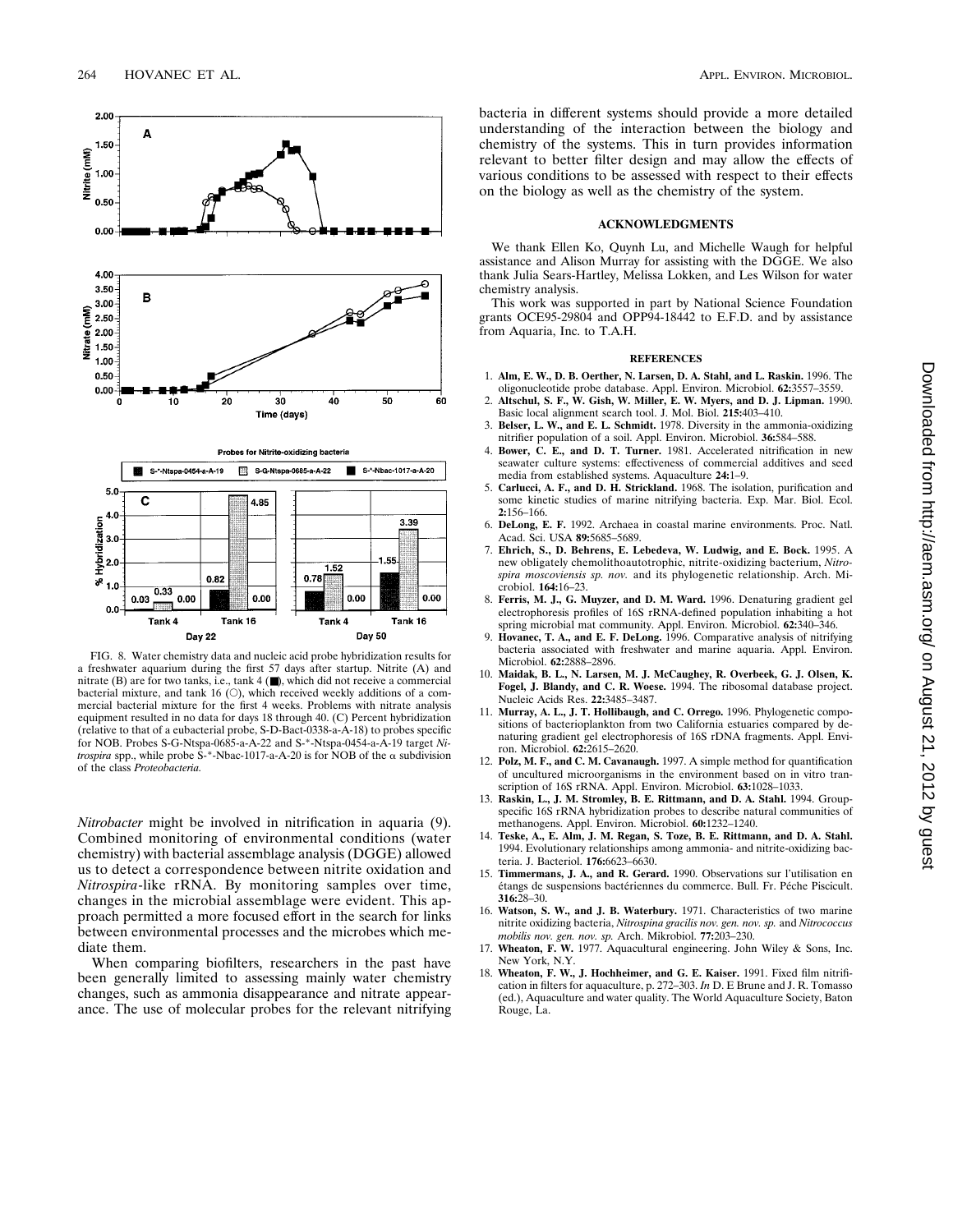A

Nitrite (mM)

2.00

1.50

1.00

0.50

0.00

B

Nitrate (mM)

4.00

3.50

3.00

2.50

2.00

1.50

1.00

0.50

0.00

0 10 20 30 40 50 60

Time (days)

Probes for Nitrite-oxidizing bacteria

S-*-Ntspa-0454-a-A-19 S-G-Ntspa-0685-a-A-22 S-*-Nbac-1017-a-A-20

C

% Hybridization

5.0

4.0

3.0

2.0

1.0

0.0

0.03 0.33 0.00 0.82 4.85 0.00 0.78 1.52 0.00 1.55 3.39 0.00

Tank 4 Tank 16 Tank 4 Tank 16

Day 22 Day 50

FIG. 8. Water chemistry data and nucleic acid probe hybridization results for a freshwater aquarium during the first 57 days after startup. Nitrite (A) and nitrate (B) are for two tanks, i.e., tank 4 (■), which did not receive a commercial bacterial mixture, and tank 16 (○), which received weekly additions of a commercial bacterial mixture for the first 4 weeks. Problems with nitrate analysis equipment resulted in no data for days 18 through 40. (C) Percent hybridization (relative to that of a eubacterial probe, S-D-Bact-0338-a-A-18) to probes specific for NOB. Probes S-G-Ntspa-0685-a-A-22 and S-*-Ntspa-0454-a-A-19 target *Nitrospira* spp., while probe S-*-Nbac-1017-a-A-20 is for NOB of the α subdivision of the class *Proteobacteria.*

*Nitrobacter* might be involved in nitrification in aquaria (9). Combined monitoring of environmental conditions (water chemistry) with bacterial assemblage analysis (DGGE) allowed us to detect a correspondence between nitrite oxidation and *Nitrospira*-like rRNA. By monitoring samples over time, changes in the microbial assemblage were evident. This approach permitted a more focused effort in the search for links between environmental processes and the microbes which mediate them.

When comparing biofilters, researchers in the past have been generally limited to assessing mainly water chemistry changes, such as ammonia disappearance and nitrate appearance. The use of molecular probes for the relevant nitrifying bacteria in different systems should provide a more detailed understanding of the interaction between the biology and chemistry of the systems. This in turn provides information relevant to better filter design and may allow the effects of various conditions to be assessed with respect to their effects on the biology as well as the chemistry of the system.

## ACKNOWLEDGMENTS

We thank Ellen Ko, Quynh Lu, and Michelle Waugh for helpful assistance and Alison Murray for assisting with the DGGE. We also thank Julia Sears-Hartley, Melissa Lokken, and Les Wilson for water chemistry analysis.

This work was supported in part by National Science Foundation grants OCE95-29804 and OPP94-18442 to E.F.D. and by assistance from Aquaria, Inc. to T.A.H.

## REFERENCES

1. **Alm, E. W., D. B. Oerther, N. Larsen, D. A. Stahl, and L. Raskin.** 1996. The oligonucleotide probe database. Appl. Environ. Microbiol. **62:**3557–3559.
2. **Altschul, S. F., W. Gish, W. Miller, E. W. Myers, and D. J. Lipman.** 1990. Basic local alignment search tool. J. Mol. Biol. **215:**403–410.
3. **Belser, L. W., and E. L. Schmidt.** 1978. Diversity in the ammonia-oxidizing nitrifier population of a soil. Appl. Environ. Microbiol. **36:**584–588.
4. **Bower, C. E., and D. T. Turner.** 1981. Accelerated nitrification in new seawater culture systems: effectiveness of commercial additives and seed media from established systems. Aquaculture **24:**1–9.
5. **Carlucci, A. F., and D. H. Strickland.** 1968. The isolation, purification and some kinetic studies of marine nitrifying bacteria. Exp. Mar. Biol. Ecol. **2:**156–166.
6. **DeLong, E. F.** 1992. Archaea in coastal marine environments. Proc. Natl. Acad. Sci. USA **89:**5685–5689.
7. **Ehrich, S., D. Behrens, E. Lebedeva, W. Ludwig, and E. Bock.** 1995. A new obligately chemolithoautotrophic, nitrite-oxidizing bacterium, *Nitrospira moscoviensis sp. nov.* and its phylogenetic relationship. Arch. Microbiol. **164:**16–23.
8. **Ferris, M. J., G. Muyzer, and D. M. Ward.** 1996. Denaturing gradient gel electrophoresis profiles of 16S rRNA-defined population inhabiting a hot spring microbial mat community. Appl. Environ. Microbiol. **62:**340–346.
9. **Hovanec, T. A., and E. F. DeLong.** 1996. Comparative analysis of nitrifying bacteria associated with freshwater and marine aquaria. Appl. Environ. Microbiol. **62:**2888–2896.
10. **Maidak, B. L., N. Larsen, M. J. McCaughey, R. Overbeek, G. J. Olsen, K. Fogel, J. Blandy, and C. R. Woese.** 1994. The ribosomal database project. Nucleic Acids Res. **22:**3485–3487.
11. **Murray, A. L., J. T. Hollibaugh, and C. Orrego.** 1996. Phylogenetic compositions of bacterioplankton from two California estuaries compared by denaturing gradient gel electrophoresis of 16S rDNA fragments. Appl. Environ. Microbiol. **62:**2615–2620.
12. **Polz, M. F., and C. M. Cavanaugh.** 1997. A simple method for quantification of uncultured microorganisms in the environment based on in vitro transcription of 16S rRNA. Appl. Environ. Microbiol. **63:**1028–1033.
13. **Raskin, L., J. M. Stromley, B. E. Rittmann, and D. A. Stahl.** 1994. Group-specific 16S rRNA hybridization probes to describe natural communities of methanogens. Appl. Environ. Microbiol. **60:**1232–1240.
14. **Teske, A., E. Alm, J. M. Regan, S. Toze, B. E. Rittmann, and D. A. Stahl.** 1994. Evolutionary relationships among ammonia- and nitrite-oxidizing bacteria. J. Bacteriol. **176:**6623–6630.
15. **Timmermans, J. A., and R. Gerard.** 1990. Observations sur l'utilisation en étangs de suspensions bactériennes du commerce. Bull. Fr. Péche Piscicult. **316:**28–30.
16. **Watson, S. W., and J. B. Waterbury.** 1971. Characteristics of two marine nitrite oxidizing bacteria, *Nitrospina gracilis nov. gen. nov. sp.* and *Nitrococcus mobilis nov. gen. nov. sp.* Arch. Mikrobiol. **77:**203–230.
17. **Wheaton, F. W.** 1977. Aquacultural engineering. John Wiley & Sons, Inc. New York, N.Y.
18. **Wheaton, F. W., J. Hochheimer, and G. E. Kaiser.** 1991. Fixed film nitrification in filters for aquaculture, p. 272–303. *In* D. E Brune and J. R. Tomasso (ed.), Aquaculture and water quality. The World Aquaculture Society, Baton Rouge, La.